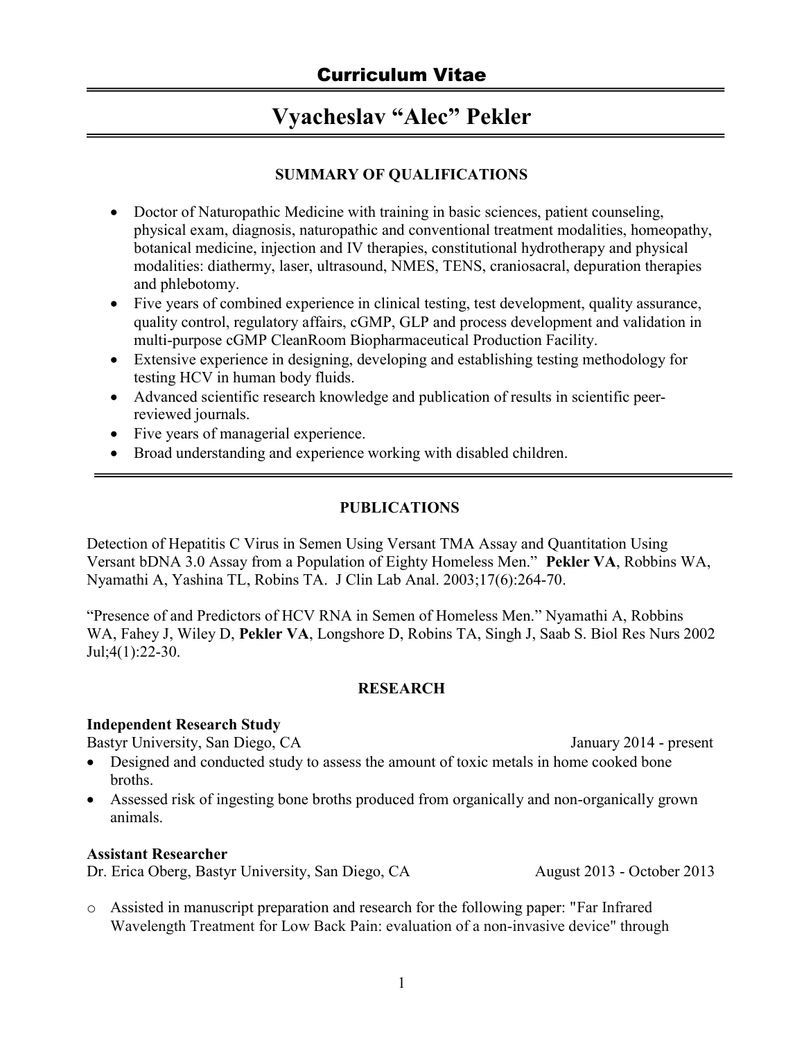# Curriculum Vitae

# Vyacheslav "Alec" Pekler

## SUMMARY OF QUALIFICATIONS

- Doctor of Naturopathic Medicine with training in basic sciences, patient counseling, physical exam, diagnosis, naturopathic and conventional treatment modalities, homeopathy, botanical medicine, injection and IV therapies, constitutional hydrotherapy and physical modalities: diathermy, laser, ultrasound, NMES, TENS, craniosacral, depuration therapies and phlebotomy.
- Five years of combined experience in clinical testing, test development, quality assurance, quality control, regulatory affairs, cGMP, GLP and process development and validation in multi-purpose cGMP CleanRoom Biopharmaceutical Production Facility.
- Extensive experience in designing, developing and establishing testing methodology for testing HCV in human body fluids.
- Advanced scientific research knowledge and publication of results in scientific peer-reviewed journals.
- Five years of managerial experience.
- Broad understanding and experience working with disabled children.

## PUBLICATIONS

Detection of Hepatitis C Virus in Semen Using Versant TMA Assay and Quantitation Using Versant bDNA 3.0 Assay from a Population of Eighty Homeless Men." **Pekler VA**, Robbins WA, Nyamathi A, Yashina TL, Robins TA. J Clin Lab Anal. 2003;17(6):264-70.

"Presence of and Predictors of HCV RNA in Semen of Homeless Men." Nyamathi A, Robbins WA, Fahey J, Wiley D, **Pekler VA**, Longshore D, Robins TA, Singh J, Saab S. Biol Res Nurs 2002 Jul;4(1):22-30.

## RESEARCH

**Independent Research Study**
Bastyr University, San Diego, CA — January 2014 - present

- Designed and conducted study to assess the amount of toxic metals in home cooked bone broths.
- Assessed risk of ingesting bone broths produced from organically and non-organically grown animals.

**Assistant Researcher**
Dr. Erica Oberg, Bastyr University, San Diego, CA — August 2013 - October 2013

- Assisted in manuscript preparation and research for the following paper: "Far Infrared Wavelength Treatment for Low Back Pain: evaluation of a non-invasive device" through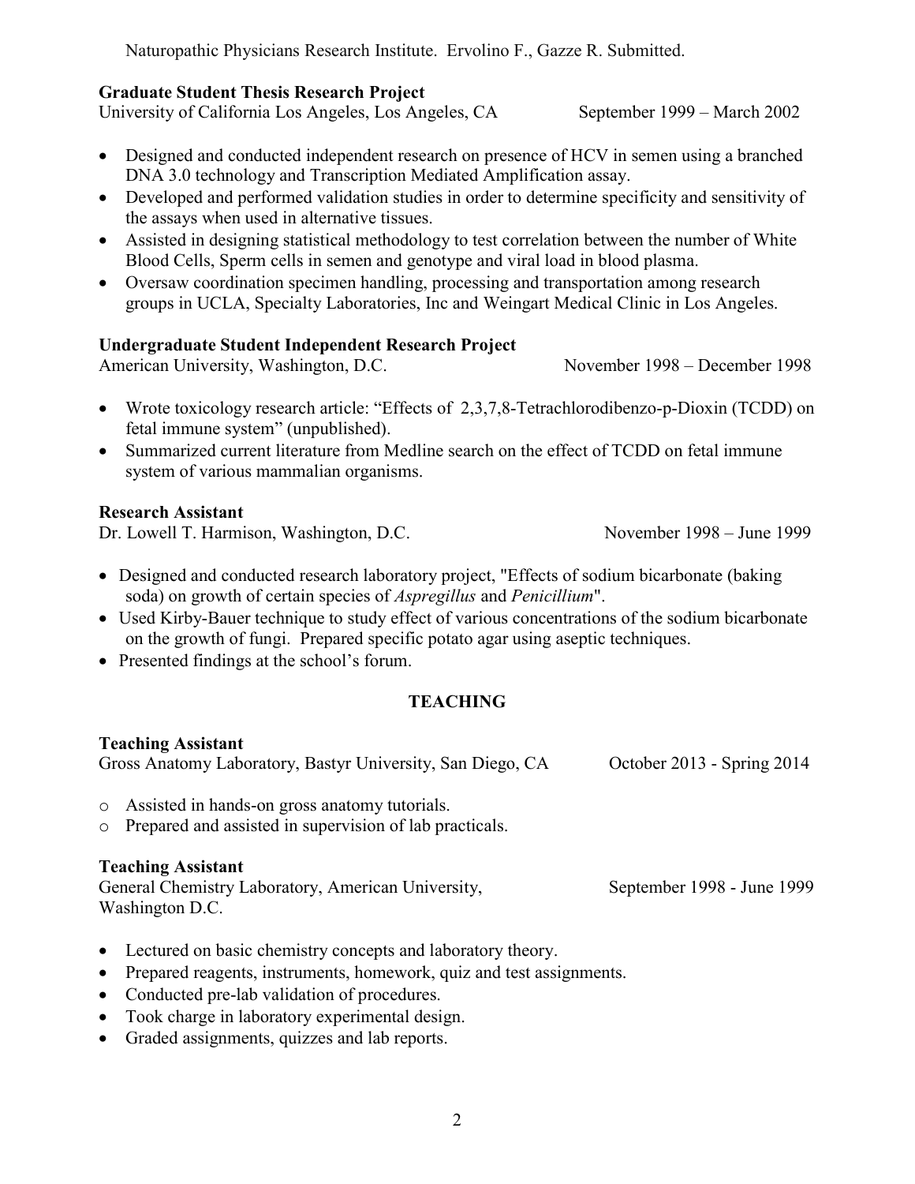Naturopathic Physicians Research Institute. Ervolino F., Gazze R. Submitted.

**Graduate Student Thesis Research Project**
University of California Los Angeles, Los Angeles, CA September 1999 – March 2002

- Designed and conducted independent research on presence of HCV in semen using a branched DNA 3.0 technology and Transcription Mediated Amplification assay.
- Developed and performed validation studies in order to determine specificity and sensitivity of the assays when used in alternative tissues.
- Assisted in designing statistical methodology to test correlation between the number of White Blood Cells, Sperm cells in semen and genotype and viral load in blood plasma.
- Oversaw coordination specimen handling, processing and transportation among research groups in UCLA, Specialty Laboratories, Inc and Weingart Medical Clinic in Los Angeles.

**Undergraduate Student Independent Research Project**
American University, Washington, D.C. November 1998 – December 1998

- Wrote toxicology research article: "Effects of 2,3,7,8-Tetrachlorodibenzo-p-Dioxin (TCDD) on fetal immune system" (unpublished).
- Summarized current literature from Medline search on the effect of TCDD on fetal immune system of various mammalian organisms.

**Research Assistant**
Dr. Lowell T. Harmison, Washington, D.C. November 1998 – June 1999

- Designed and conducted research laboratory project, "Effects of sodium bicarbonate (baking soda) on growth of certain species of *Aspregillus* and *Penicillium*".
- Used Kirby-Bauer technique to study effect of various concentrations of the sodium bicarbonate on the growth of fungi. Prepared specific potato agar using aseptic techniques.
- Presented findings at the school's forum.

## TEACHING

**Teaching Assistant**
Gross Anatomy Laboratory, Bastyr University, San Diego, CA October 2013 - Spring 2014

- Assisted in hands-on gross anatomy tutorials.
- Prepared and assisted in supervision of lab practicals.

**Teaching Assistant**
General Chemistry Laboratory, American University, Washington D.C. September 1998 - June 1999

- Lectured on basic chemistry concepts and laboratory theory.
- Prepared reagents, instruments, homework, quiz and test assignments.
- Conducted pre-lab validation of procedures.
- Took charge in laboratory experimental design.
- Graded assignments, quizzes and lab reports.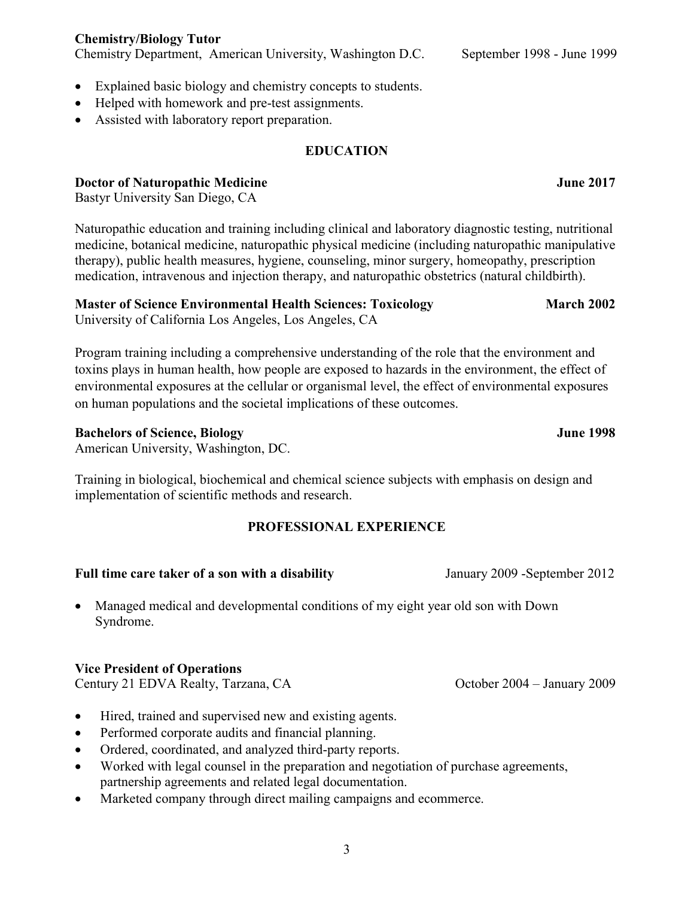**Chemistry/Biology Tutor**
Chemistry Department, American University, Washington D.C. September 1998 - June 1999

- Explained basic biology and chemistry concepts to students.
- Helped with homework and pre-test assignments.
- Assisted with laboratory report preparation.

## EDUCATION

**Doctor of Naturopathic Medicine** **June 2017**
Bastyr University San Diego, CA

Naturopathic education and training including clinical and laboratory diagnostic testing, nutritional medicine, botanical medicine, naturopathic physical medicine (including naturopathic manipulative therapy), public health measures, hygiene, counseling, minor surgery, homeopathy, prescription medication, intravenous and injection therapy, and naturopathic obstetrics (natural childbirth).

**Master of Science Environmental Health Sciences: Toxicology** **March 2002**
University of California Los Angeles, Los Angeles, CA

Program training including a comprehensive understanding of the role that the environment and toxins plays in human health, how people are exposed to hazards in the environment, the effect of environmental exposures at the cellular or organismal level, the effect of environmental exposures on human populations and the societal implications of these outcomes.

**Bachelors of Science, Biology** **June 1998**
American University, Washington, DC.

Training in biological, biochemical and chemical science subjects with emphasis on design and implementation of scientific methods and research.

## PROFESSIONAL EXPERIENCE

**Full time care taker of a son with a disability** January 2009 -September 2012

- Managed medical and developmental conditions of my eight year old son with Down Syndrome.

**Vice President of Operations**
Century 21 EDVA Realty, Tarzana, CA October 2004 – January 2009

- Hired, trained and supervised new and existing agents.
- Performed corporate audits and financial planning.
- Ordered, coordinated, and analyzed third-party reports.
- Worked with legal counsel in the preparation and negotiation of purchase agreements, partnership agreements and related legal documentation.
- Marketed company through direct mailing campaigns and ecommerce.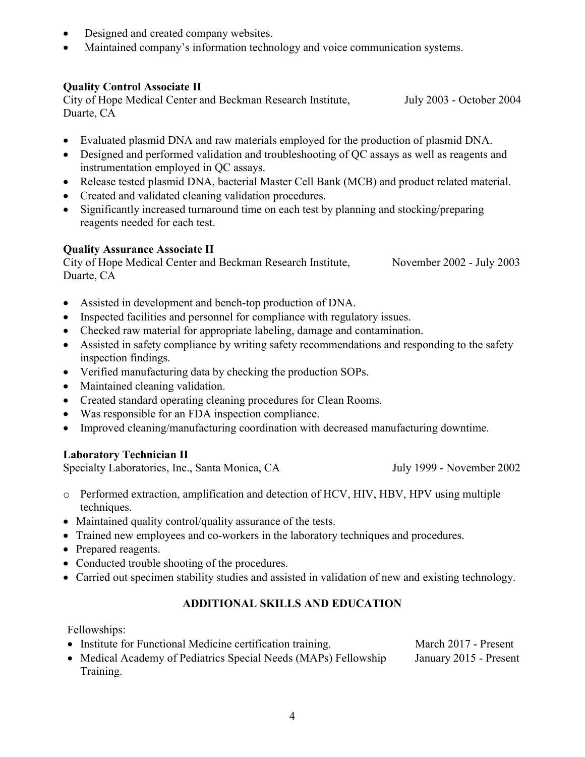- Designed and created company websites.
- Maintained company's information technology and voice communication systems.

**Quality Control Associate II**
City of Hope Medical Center and Beckman Research Institute, Duarte, CA — July 2003 - October 2004

- Evaluated plasmid DNA and raw materials employed for the production of plasmid DNA.
- Designed and performed validation and troubleshooting of QC assays as well as reagents and instrumentation employed in QC assays.
- Release tested plasmid DNA, bacterial Master Cell Bank (MCB) and product related material.
- Created and validated cleaning validation procedures.
- Significantly increased turnaround time on each test by planning and stocking/preparing reagents needed for each test.

**Quality Assurance Associate II**
City of Hope Medical Center and Beckman Research Institute, Duarte, CA — November 2002 - July 2003

- Assisted in development and bench-top production of DNA.
- Inspected facilities and personnel for compliance with regulatory issues.
- Checked raw material for appropriate labeling, damage and contamination.
- Assisted in safety compliance by writing safety recommendations and responding to the safety inspection findings.
- Verified manufacturing data by checking the production SOPs.
- Maintained cleaning validation.
- Created standard operating cleaning procedures for Clean Rooms.
- Was responsible for an FDA inspection compliance.
- Improved cleaning/manufacturing coordination with decreased manufacturing downtime.

**Laboratory Technician II**
Specialty Laboratories, Inc., Santa Monica, CA — July 1999 - November 2002

- Performed extraction, amplification and detection of HCV, HIV, HBV, HPV using multiple techniques.
- Maintained quality control/quality assurance of the tests.
- Trained new employees and co-workers in the laboratory techniques and procedures.
- Prepared reagents.
- Conducted trouble shooting of the procedures.
- Carried out specimen stability studies and assisted in validation of new and existing technology.

## ADDITIONAL SKILLS AND EDUCATION

Fellowships:

- Institute for Functional Medicine certification training. — March 2017 - Present
- Medical Academy of Pediatrics Special Needs (MAPs) Fellowship Training. — January 2015 - Present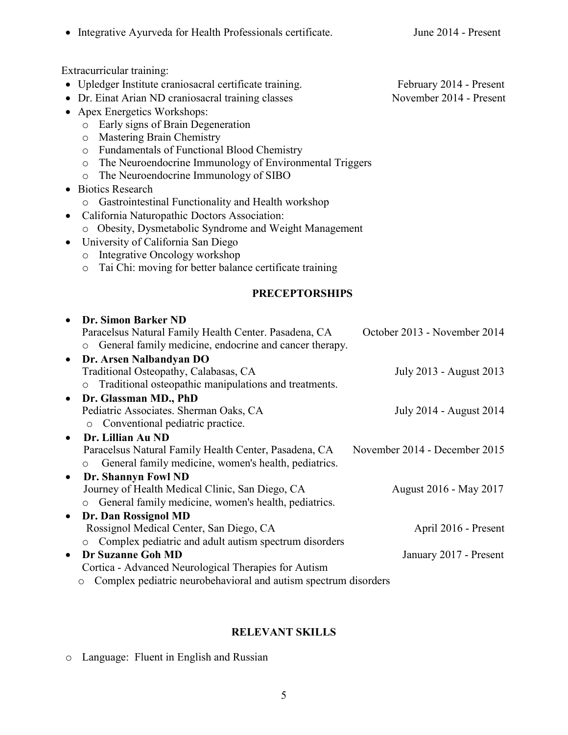- Integrative Ayurveda for Health Professionals certificate. June 2014 - Present

Extracurricular training:

- Upledger Institute craniosacral certificate training. February 2014 - Present
- Dr. Einat Arian ND craniosacral training classes November 2014 - Present
- Apex Energetics Workshops:
  - Early signs of Brain Degeneration
  - Mastering Brain Chemistry
  - Fundamentals of Functional Blood Chemistry
  - The Neuroendocrine Immunology of Environmental Triggers
  - The Neuroendocrine Immunology of SIBO
- Biotics Research
  - Gastrointestinal Functionality and Health workshop
- California Naturopathic Doctors Association:
  - Obesity, Dysmetabolic Syndrome and Weight Management
- University of California San Diego
  - Integrative Oncology workshop
  - Tai Chi: moving for better balance certificate training

## PRECEPTORSHIPS

- **Dr. Simon Barker ND**
  Paracelsus Natural Family Health Center. Pasadena, CA October 2013 - November 2014
  - General family medicine, endocrine and cancer therapy.
- **Dr. Arsen Nalbandyan DO**
  Traditional Osteopathy, Calabasas, CA July 2013 - August 2013
  - Traditional osteopathic manipulations and treatments.
- **Dr. Glassman MD., PhD**
  Pediatric Associates. Sherman Oaks, CA July 2014 - August 2014
  - Conventional pediatric practice.
- **Dr. Lillian Au ND**
  Paracelsus Natural Family Health Center, Pasadena, CA November 2014 - December 2015
  - General family medicine, women's health, pediatrics.
- **Dr. Shannyn Fowl ND**
  Journey of Health Medical Clinic, San Diego, CA August 2016 - May 2017
  - General family medicine, women's health, pediatrics.
- **Dr. Dan Rossignol MD**
  Rossignol Medical Center, San Diego, CA April 2016 - Present
  - Complex pediatric and adult autism spectrum disorders
- **Dr Suzanne Goh MD** January 2017 - Present
  Cortica - Advanced Neurological Therapies for Autism
  - Complex pediatric neurobehavioral and autism spectrum disorders

## RELEVANT SKILLS

- Language: Fluent in English and Russian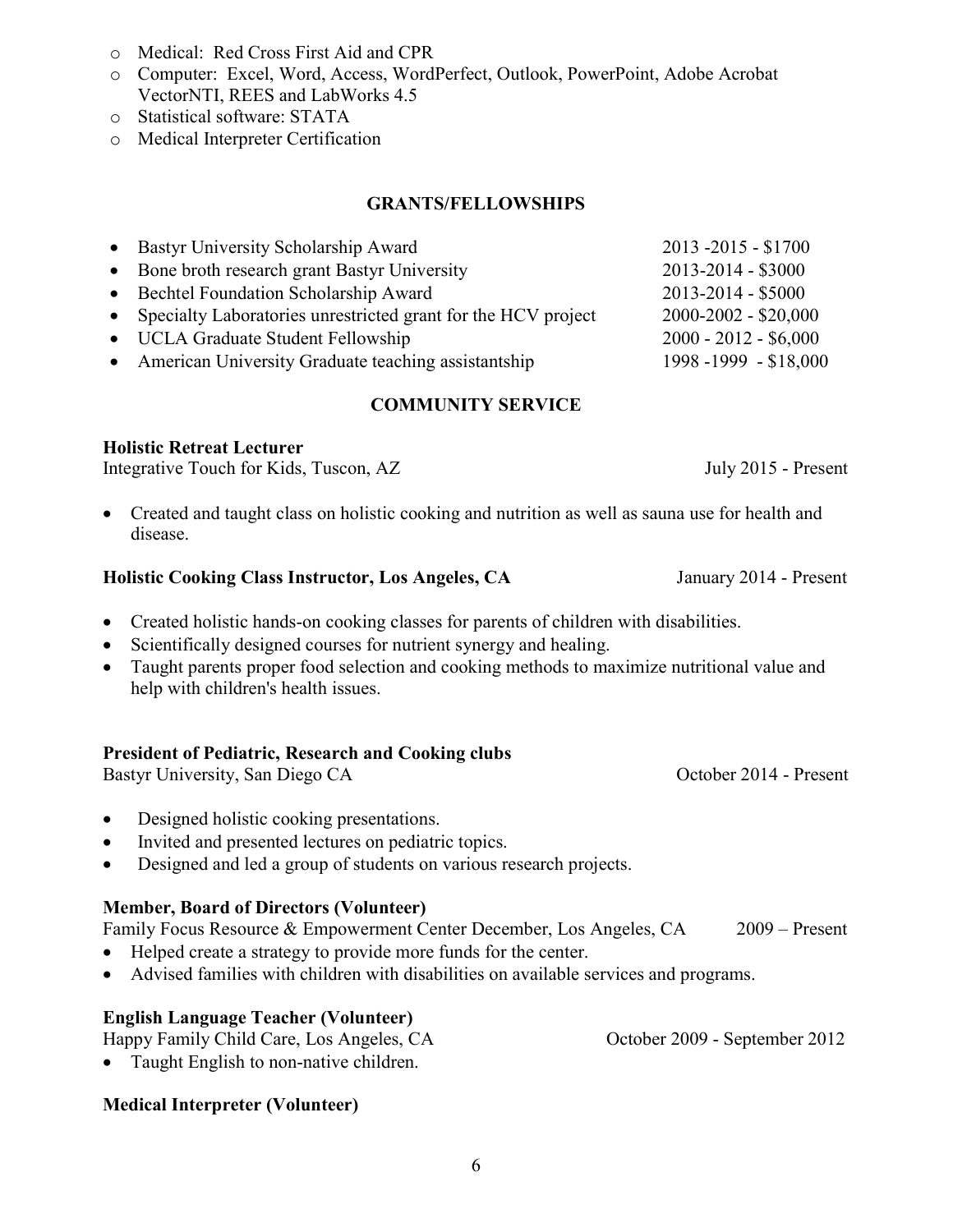- Medical: Red Cross First Aid and CPR
- Computer: Excel, Word, Access, WordPerfect, Outlook, PowerPoint, Adobe Acrobat VectorNTI, REES and LabWorks 4.5
- Statistical software: STATA
- Medical Interpreter Certification

## GRANTS/FELLOWSHIPS

| | |
|---|---|
| Bastyr University Scholarship Award | 2013 -2015 - $1700 |
| Bone broth research grant Bastyr University | 2013-2014 - $3000 |
| Bechtel Foundation Scholarship Award | 2013-2014 - $5000 |
| Specialty Laboratories unrestricted grant for the HCV project | 2000-2002 - $20,000 |
| UCLA Graduate Student Fellowship | 2000 - 2012 - $6,000 |
| American University Graduate teaching assistantship | 1998 -1999 - $18,000 |

## COMMUNITY SERVICE

**Holistic Retreat Lecturer**
Integrative Touch for Kids, Tuscon, AZ — July 2015 - Present

- Created and taught class on holistic cooking and nutrition as well as sauna use for health and disease.

**Holistic Cooking Class Instructor, Los Angeles, CA** — January 2014 - Present

- Created holistic hands-on cooking classes for parents of children with disabilities.
- Scientifically designed courses for nutrient synergy and healing.
- Taught parents proper food selection and cooking methods to maximize nutritional value and help with children's health issues.

**President of Pediatric, Research and Cooking clubs**
Bastyr University, San Diego CA — October 2014 - Present

- Designed holistic cooking presentations.
- Invited and presented lectures on pediatric topics.
- Designed and led a group of students on various research projects.

**Member, Board of Directors (Volunteer)**
Family Focus Resource & Empowerment Center December, Los Angeles, CA — 2009 – Present

- Helped create a strategy to provide more funds for the center.
- Advised families with children with disabilities on available services and programs.

**English Language Teacher (Volunteer)**
Happy Family Child Care, Los Angeles, CA — October 2009 - September 2012

- Taught English to non-native children.

**Medical Interpreter (Volunteer)**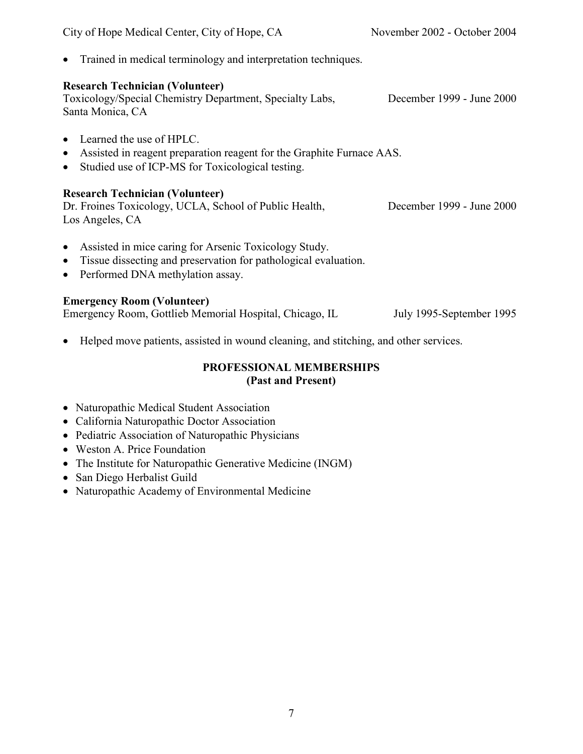City of Hope Medical Center, City of Hope, CA November 2002 - October 2004

- Trained in medical terminology and interpretation techniques.

**Research Technician (Volunteer)**
Toxicology/Special Chemistry Department, Specialty Labs, Santa Monica, CA December 1999 - June 2000

- Learned the use of HPLC.
- Assisted in reagent preparation reagent for the Graphite Furnace AAS.
- Studied use of ICP-MS for Toxicological testing.

**Research Technician (Volunteer)**
Dr. Froines Toxicology, UCLA, School of Public Health, Los Angeles, CA December 1999 - June 2000

- Assisted in mice caring for Arsenic Toxicology Study.
- Tissue dissecting and preservation for pathological evaluation.
- Performed DNA methylation assay.

**Emergency Room (Volunteer)**
Emergency Room, Gottlieb Memorial Hospital, Chicago, IL July 1995-September 1995

- Helped move patients, assisted in wound cleaning, and stitching, and other services.

## PROFESSIONAL MEMBERSHIPS
**(Past and Present)**

- Naturopathic Medical Student Association
- California Naturopathic Doctor Association
- Pediatric Association of Naturopathic Physicians
- Weston A. Price Foundation
- The Institute for Naturopathic Generative Medicine (INGM)
- San Diego Herbalist Guild
- Naturopathic Academy of Environmental Medicine